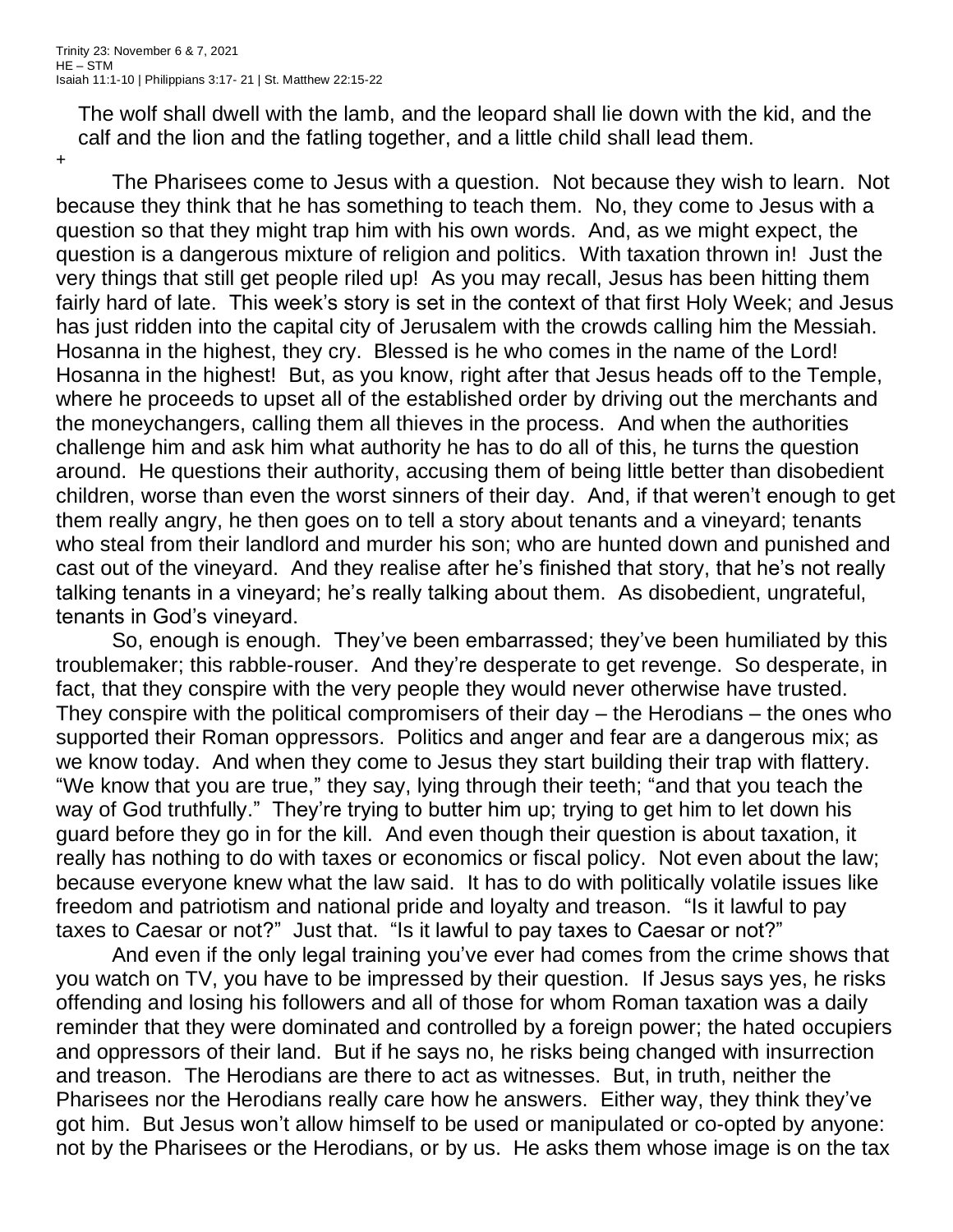Trinity 23: November 6 & 7, 2021
HE – STM
Isaiah 11:1-10 | Philippians 3:17- 21 | St. Matthew 22:15-22

> The wolf shall dwell with the lamb, and the leopard shall lie down with the kid, and the calf and the lion and the fatling together, and a little child shall lead them.

+

The Pharisees come to Jesus with a question. Not because they wish to learn. Not because they think that he has something to teach them. No, they come to Jesus with a question so that they might trap him with his own words. And, as we might expect, the question is a dangerous mixture of religion and politics. With taxation thrown in! Just the very things that still get people riled up! As you may recall, Jesus has been hitting them fairly hard of late. This week's story is set in the context of that first Holy Week; and Jesus has just ridden into the capital city of Jerusalem with the crowds calling him the Messiah. Hosanna in the highest, they cry. Blessed is he who comes in the name of the Lord! Hosanna in the highest! But, as you know, right after that Jesus heads off to the Temple, where he proceeds to upset all of the established order by driving out the merchants and the moneychangers, calling them all thieves in the process. And when the authorities challenge him and ask him what authority he has to do all of this, he turns the question around. He questions their authority, accusing them of being little better than disobedient children, worse than even the worst sinners of their day. And, if that weren't enough to get them really angry, he then goes on to tell a story about tenants and a vineyard; tenants who steal from their landlord and murder his son; who are hunted down and punished and cast out of the vineyard. And they realise after he's finished that story, that he's not really talking tenants in a vineyard; he's really talking about them. As disobedient, ungrateful, tenants in God's vineyard.

So, enough is enough. They've been embarrassed; they've been humiliated by this troublemaker; this rabble-rouser. And they're desperate to get revenge. So desperate, in fact, that they conspire with the very people they would never otherwise have trusted. They conspire with the political compromisers of their day – the Herodians – the ones who supported their Roman oppressors. Politics and anger and fear are a dangerous mix; as we know today. And when they come to Jesus they start building their trap with flattery. "We know that you are true," they say, lying through their teeth; "and that you teach the way of God truthfully." They're trying to butter him up; trying to get him to let down his guard before they go in for the kill. And even though their question is about taxation, it really has nothing to do with taxes or economics or fiscal policy. Not even about the law; because everyone knew what the law said. It has to do with politically volatile issues like freedom and patriotism and national pride and loyalty and treason. "Is it lawful to pay taxes to Caesar or not?" Just that. "Is it lawful to pay taxes to Caesar or not?"

And even if the only legal training you've ever had comes from the crime shows that you watch on TV, you have to be impressed by their question. If Jesus says yes, he risks offending and losing his followers and all of those for whom Roman taxation was a daily reminder that they were dominated and controlled by a foreign power; the hated occupiers and oppressors of their land. But if he says no, he risks being changed with insurrection and treason. The Herodians are there to act as witnesses. But, in truth, neither the Pharisees nor the Herodians really care how he answers. Either way, they think they've got him. But Jesus won't allow himself to be used or manipulated or co-opted by anyone: not by the Pharisees or the Herodians, or by us. He asks them whose image is on the tax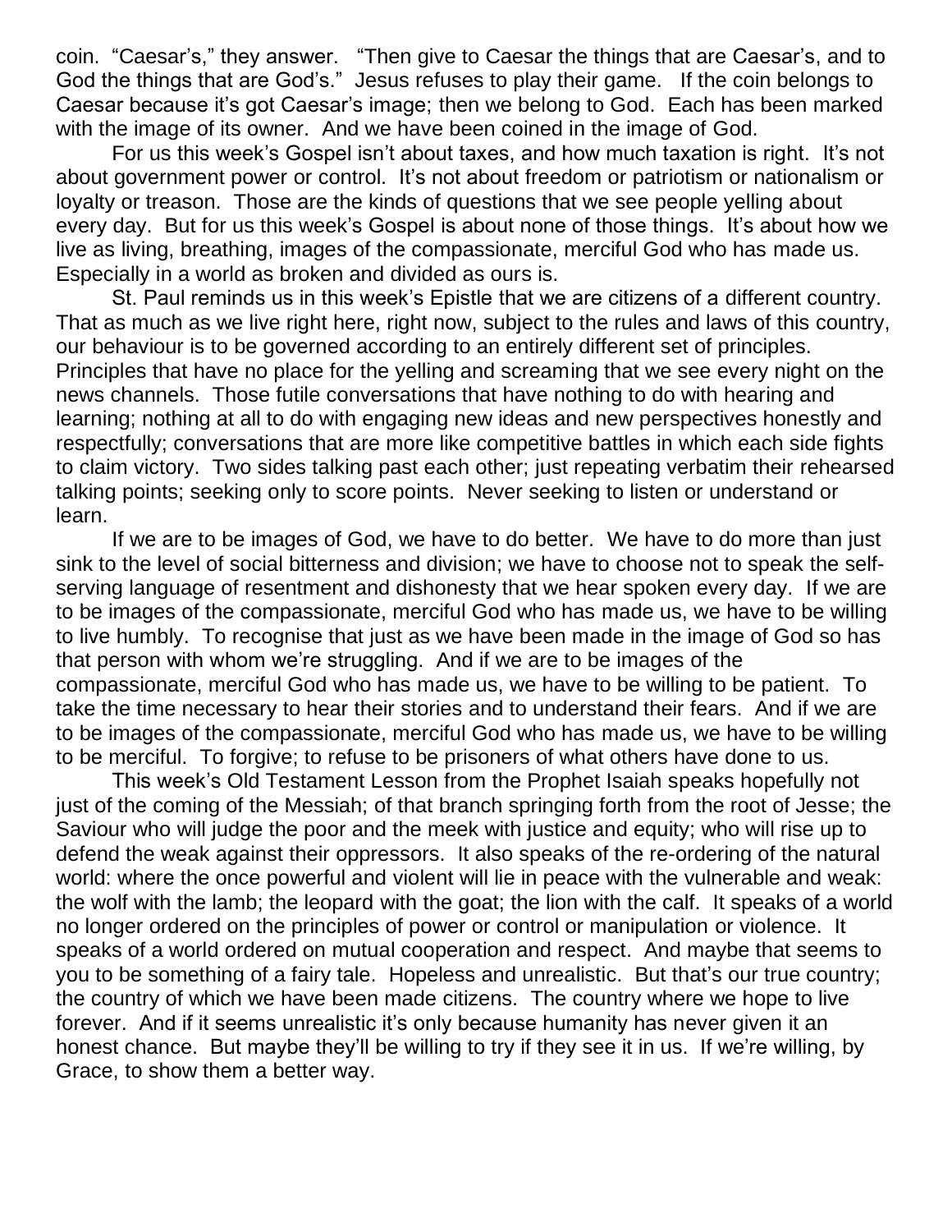coin. "Caesar's," they answer. "Then give to Caesar the things that are Caesar's, and to God the things that are God's." Jesus refuses to play their game. If the coin belongs to Caesar because it's got Caesar's image; then we belong to God. Each has been marked with the image of its owner. And we have been coined in the image of God.

For us this week's Gospel isn't about taxes, and how much taxation is right. It's not about government power or control. It's not about freedom or patriotism or nationalism or loyalty or treason. Those are the kinds of questions that we see people yelling about every day. But for us this week's Gospel is about none of those things. It's about how we live as living, breathing, images of the compassionate, merciful God who has made us. Especially in a world as broken and divided as ours is.

St. Paul reminds us in this week's Epistle that we are citizens of a different country. That as much as we live right here, right now, subject to the rules and laws of this country, our behaviour is to be governed according to an entirely different set of principles. Principles that have no place for the yelling and screaming that we see every night on the news channels. Those futile conversations that have nothing to do with hearing and learning; nothing at all to do with engaging new ideas and new perspectives honestly and respectfully; conversations that are more like competitive battles in which each side fights to claim victory. Two sides talking past each other; just repeating verbatim their rehearsed talking points; seeking only to score points. Never seeking to listen or understand or learn.

If we are to be images of God, we have to do better. We have to do more than just sink to the level of social bitterness and division; we have to choose not to speak the self-serving language of resentment and dishonesty that we hear spoken every day. If we are to be images of the compassionate, merciful God who has made us, we have to be willing to live humbly. To recognise that just as we have been made in the image of God so has that person with whom we're struggling. And if we are to be images of the compassionate, merciful God who has made us, we have to be willing to be patient. To take the time necessary to hear their stories and to understand their fears. And if we are to be images of the compassionate, merciful God who has made us, we have to be willing to be merciful. To forgive; to refuse to be prisoners of what others have done to us.

This week's Old Testament Lesson from the Prophet Isaiah speaks hopefully not just of the coming of the Messiah; of that branch springing forth from the root of Jesse; the Saviour who will judge the poor and the meek with justice and equity; who will rise up to defend the weak against their oppressors. It also speaks of the re-ordering of the natural world: where the once powerful and violent will lie in peace with the vulnerable and weak: the wolf with the lamb; the leopard with the goat; the lion with the calf. It speaks of a world no longer ordered on the principles of power or control or manipulation or violence. It speaks of a world ordered on mutual cooperation and respect. And maybe that seems to you to be something of a fairy tale. Hopeless and unrealistic. But that's our true country; the country of which we have been made citizens. The country where we hope to live forever. And if it seems unrealistic it's only because humanity has never given it an honest chance. But maybe they'll be willing to try if they see it in us. If we're willing, by Grace, to show them a better way.